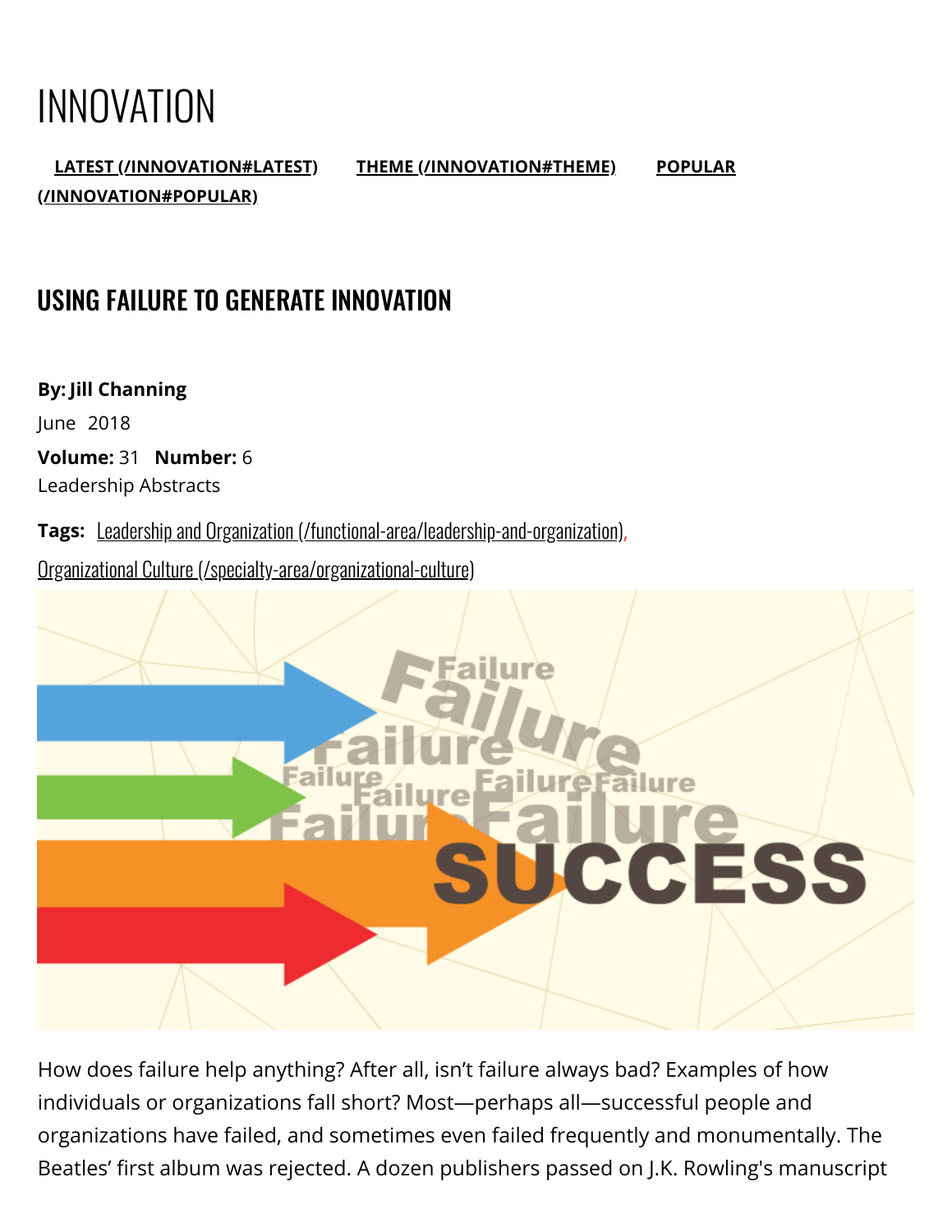# INNOVATION

**LATEST (/INNOVATION#LATEST)** **THEME (/INNOVATION#THEME)** **POPULAR (/INNOVATION#POPULAR)**

## USING FAILURE TO GENERATE INNOVATION

**By: Jill Channing**

June 2018

**Volume:** 31 **Number:** 6

Leadership Abstracts

**Tags:** Leadership and Organization (/functional-area/leadership-and-organization), Organizational Culture (/specialty-area/organizational-culture)

How does failure help anything? After all, isn't failure always bad? Examples of how individuals or organizations fall short? Most—perhaps all—successful people and organizations have failed, and sometimes even failed frequently and monumentally. The Beatles' first album was rejected. A dozen publishers passed on J.K. Rowling's manuscript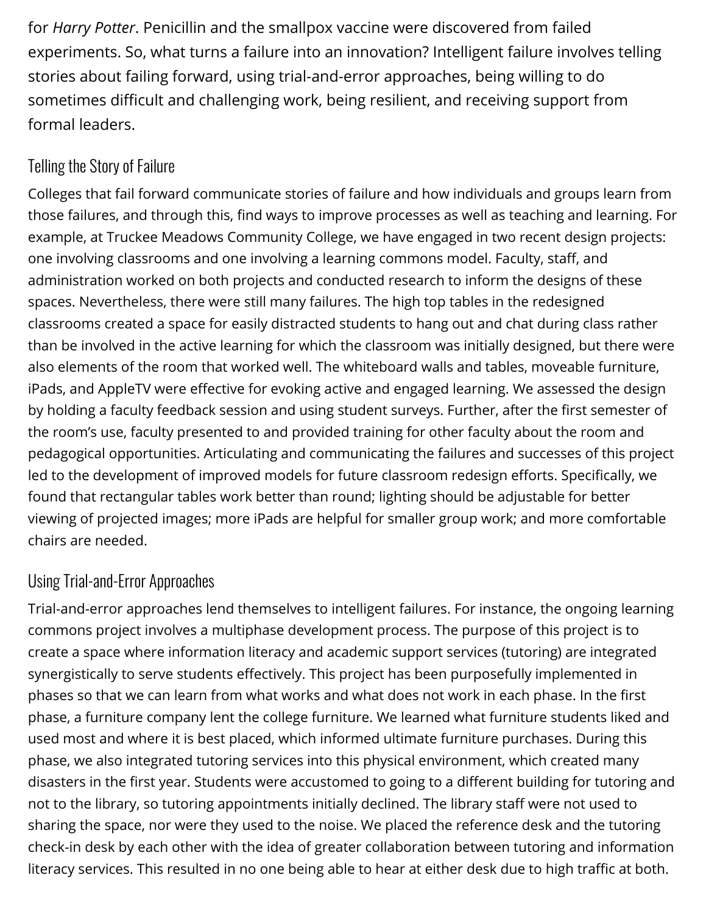for *Harry Potter*. Penicillin and the smallpox vaccine were discovered from failed experiments. So, what turns a failure into an innovation? Intelligent failure involves telling stories about failing forward, using trial-and-error approaches, being willing to do sometimes difficult and challenging work, being resilient, and receiving support from formal leaders.

## Telling the Story of Failure

Colleges that fail forward communicate stories of failure and how individuals and groups learn from those failures, and through this, find ways to improve processes as well as teaching and learning. For example, at Truckee Meadows Community College, we have engaged in two recent design projects: one involving classrooms and one involving a learning commons model. Faculty, staff, and administration worked on both projects and conducted research to inform the designs of these spaces. Nevertheless, there were still many failures. The high top tables in the redesigned classrooms created a space for easily distracted students to hang out and chat during class rather than be involved in the active learning for which the classroom was initially designed, but there were also elements of the room that worked well. The whiteboard walls and tables, moveable furniture, iPads, and AppleTV were effective for evoking active and engaged learning. We assessed the design by holding a faculty feedback session and using student surveys. Further, after the first semester of the room's use, faculty presented to and provided training for other faculty about the room and pedagogical opportunities. Articulating and communicating the failures and successes of this project led to the development of improved models for future classroom redesign efforts. Specifically, we found that rectangular tables work better than round; lighting should be adjustable for better viewing of projected images; more iPads are helpful for smaller group work; and more comfortable chairs are needed.

## Using Trial-and-Error Approaches

Trial-and-error approaches lend themselves to intelligent failures. For instance, the ongoing learning commons project involves a multiphase development process. The purpose of this project is to create a space where information literacy and academic support services (tutoring) are integrated synergistically to serve students effectively. This project has been purposefully implemented in phases so that we can learn from what works and what does not work in each phase. In the first phase, a furniture company lent the college furniture. We learned what furniture students liked and used most and where it is best placed, which informed ultimate furniture purchases. During this phase, we also integrated tutoring services into this physical environment, which created many disasters in the first year. Students were accustomed to going to a different building for tutoring and not to the library, so tutoring appointments initially declined. The library staff were not used to sharing the space, nor were they used to the noise. We placed the reference desk and the tutoring check-in desk by each other with the idea of greater collaboration between tutoring and information literacy services. This resulted in no one being able to hear at either desk due to high traffic at both.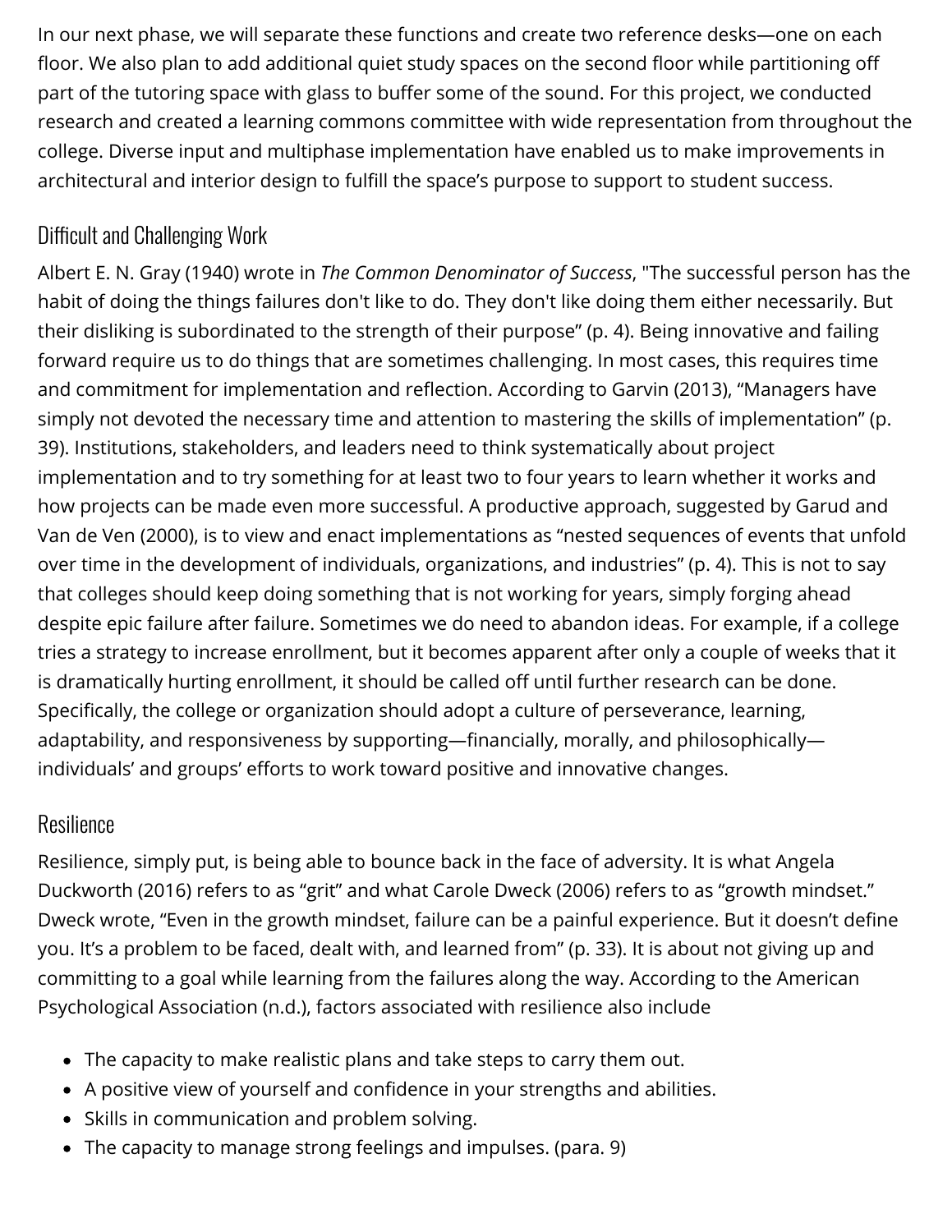In our next phase, we will separate these functions and create two reference desks—one on each floor. We also plan to add additional quiet study spaces on the second floor while partitioning off part of the tutoring space with glass to buffer some of the sound. For this project, we conducted research and created a learning commons committee with wide representation from throughout the college. Diverse input and multiphase implementation have enabled us to make improvements in architectural and interior design to fulfill the space's purpose to support to student success.

## Difficult and Challenging Work

Albert E. N. Gray (1940) wrote in *The Common Denominator of Success*, "The successful person has the habit of doing the things failures don't like to do. They don't like doing them either necessarily. But their disliking is subordinated to the strength of their purpose" (p. 4). Being innovative and failing forward require us to do things that are sometimes challenging. In most cases, this requires time and commitment for implementation and reflection. According to Garvin (2013), "Managers have simply not devoted the necessary time and attention to mastering the skills of implementation" (p. 39). Institutions, stakeholders, and leaders need to think systematically about project implementation and to try something for at least two to four years to learn whether it works and how projects can be made even more successful. A productive approach, suggested by Garud and Van de Ven (2000), is to view and enact implementations as "nested sequences of events that unfold over time in the development of individuals, organizations, and industries" (p. 4). This is not to say that colleges should keep doing something that is not working for years, simply forging ahead despite epic failure after failure. Sometimes we do need to abandon ideas. For example, if a college tries a strategy to increase enrollment, but it becomes apparent after only a couple of weeks that it is dramatically hurting enrollment, it should be called off until further research can be done. Specifically, the college or organization should adopt a culture of perseverance, learning, adaptability, and responsiveness by supporting—financially, morally, and philosophically—individuals' and groups' efforts to work toward positive and innovative changes.

## Resilience

Resilience, simply put, is being able to bounce back in the face of adversity. It is what Angela Duckworth (2016) refers to as "grit" and what Carole Dweck (2006) refers to as "growth mindset." Dweck wrote, "Even in the growth mindset, failure can be a painful experience. But it doesn't define you. It's a problem to be faced, dealt with, and learned from" (p. 33). It is about not giving up and committing to a goal while learning from the failures along the way. According to the American Psychological Association (n.d.), factors associated with resilience also include

- The capacity to make realistic plans and take steps to carry them out.
- A positive view of yourself and confidence in your strengths and abilities.
- Skills in communication and problem solving.
- The capacity to manage strong feelings and impulses. (para. 9)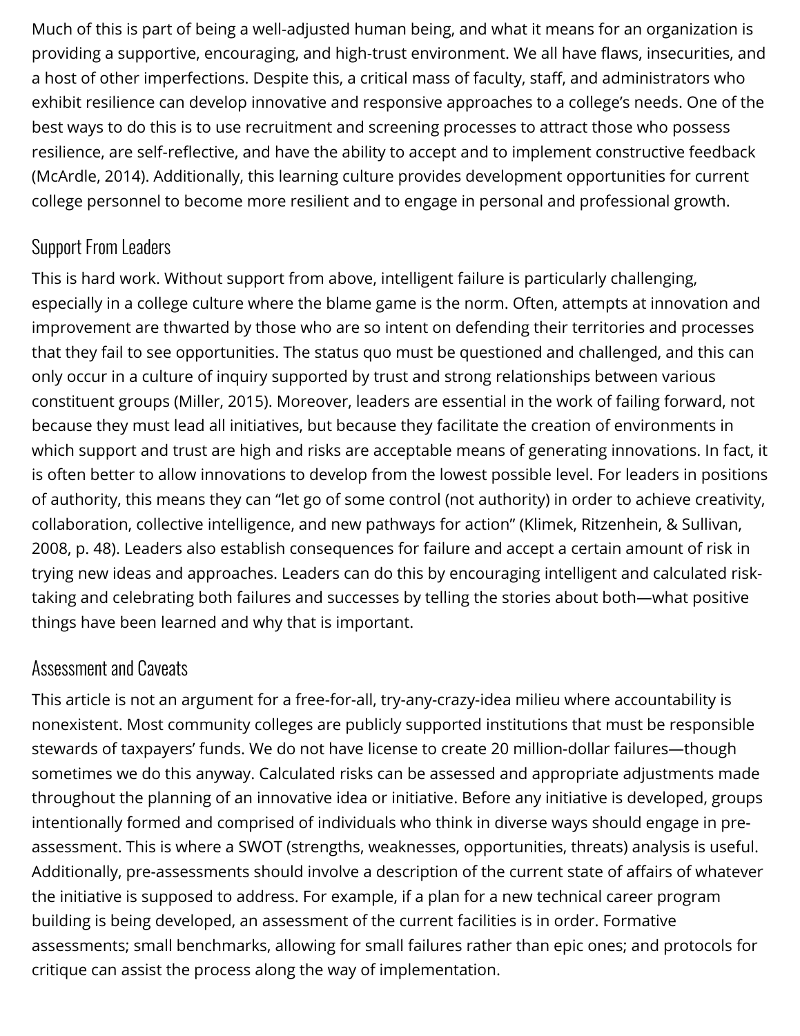Much of this is part of being a well-adjusted human being, and what it means for an organization is providing a supportive, encouraging, and high-trust environment. We all have flaws, insecurities, and a host of other imperfections. Despite this, a critical mass of faculty, staff, and administrators who exhibit resilience can develop innovative and responsive approaches to a college's needs. One of the best ways to do this is to use recruitment and screening processes to attract those who possess resilience, are self-reflective, and have the ability to accept and to implement constructive feedback (McArdle, 2014). Additionally, this learning culture provides development opportunities for current college personnel to become more resilient and to engage in personal and professional growth.

## Support From Leaders

This is hard work. Without support from above, intelligent failure is particularly challenging, especially in a college culture where the blame game is the norm. Often, attempts at innovation and improvement are thwarted by those who are so intent on defending their territories and processes that they fail to see opportunities. The status quo must be questioned and challenged, and this can only occur in a culture of inquiry supported by trust and strong relationships between various constituent groups (Miller, 2015). Moreover, leaders are essential in the work of failing forward, not because they must lead all initiatives, but because they facilitate the creation of environments in which support and trust are high and risks are acceptable means of generating innovations. In fact, it is often better to allow innovations to develop from the lowest possible level. For leaders in positions of authority, this means they can "let go of some control (not authority) in order to achieve creativity, collaboration, collective intelligence, and new pathways for action" (Klimek, Ritzenhein, & Sullivan, 2008, p. 48). Leaders also establish consequences for failure and accept a certain amount of risk in trying new ideas and approaches. Leaders can do this by encouraging intelligent and calculated risk-taking and celebrating both failures and successes by telling the stories about both—what positive things have been learned and why that is important.

## Assessment and Caveats

This article is not an argument for a free-for-all, try-any-crazy-idea milieu where accountability is nonexistent. Most community colleges are publicly supported institutions that must be responsible stewards of taxpayers' funds. We do not have license to create 20 million-dollar failures—though sometimes we do this anyway. Calculated risks can be assessed and appropriate adjustments made throughout the planning of an innovative idea or initiative. Before any initiative is developed, groups intentionally formed and comprised of individuals who think in diverse ways should engage in pre-assessment. This is where a SWOT (strengths, weaknesses, opportunities, threats) analysis is useful. Additionally, pre-assessments should involve a description of the current state of affairs of whatever the initiative is supposed to address. For example, if a plan for a new technical career program building is being developed, an assessment of the current facilities is in order. Formative assessments; small benchmarks, allowing for small failures rather than epic ones; and protocols for critique can assist the process along the way of implementation.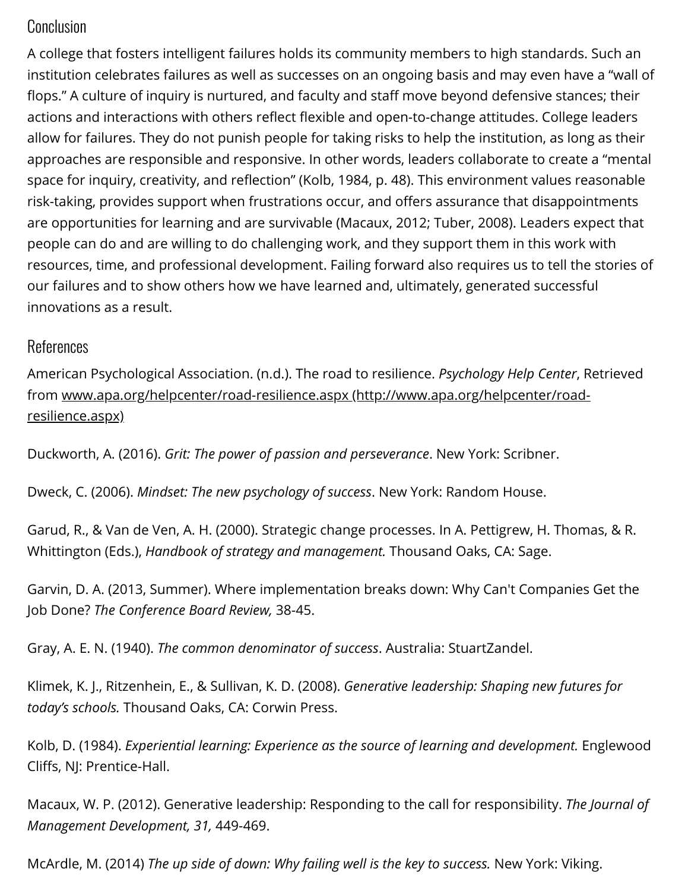## Conclusion

A college that fosters intelligent failures holds its community members to high standards. Such an institution celebrates failures as well as successes on an ongoing basis and may even have a "wall of flops." A culture of inquiry is nurtured, and faculty and staff move beyond defensive stances; their actions and interactions with others reflect flexible and open-to-change attitudes. College leaders allow for failures. They do not punish people for taking risks to help the institution, as long as their approaches are responsible and responsive. In other words, leaders collaborate to create a "mental space for inquiry, creativity, and reflection" (Kolb, 1984, p. 48). This environment values reasonable risk-taking, provides support when frustrations occur, and offers assurance that disappointments are opportunities for learning and are survivable (Macaux, 2012; Tuber, 2008). Leaders expect that people can do and are willing to do challenging work, and they support them in this work with resources, time, and professional development. Failing forward also requires us to tell the stories of our failures and to show others how we have learned and, ultimately, generated successful innovations as a result.

## References

American Psychological Association. (n.d.). The road to resilience. *Psychology Help Center*, Retrieved from [www.apa.org/helpcenter/road-resilience.aspx (http://www.apa.org/helpcenter/road-resilience.aspx)](http://www.apa.org/helpcenter/road-resilience.aspx)

Duckworth, A. (2016). *Grit: The power of passion and perseverance*. New York: Scribner.

Dweck, C. (2006). *Mindset: The new psychology of success*. New York: Random House.

Garud, R., & Van de Ven, A. H. (2000). Strategic change processes. In A. Pettigrew, H. Thomas, & R. Whittington (Eds.), *Handbook of strategy and management.* Thousand Oaks, CA: Sage.

Garvin, D. A. (2013, Summer). Where implementation breaks down: Why Can't Companies Get the Job Done? *The Conference Board Review,* 38-45.

Gray, A. E. N. (1940). *The common denominator of success*. Australia: StuartZandel.

Klimek, K. J., Ritzenhein, E., & Sullivan, K. D. (2008). *Generative leadership: Shaping new futures for today's schools.* Thousand Oaks, CA: Corwin Press.

Kolb, D. (1984). *Experiential learning: Experience as the source of learning and development.* Englewood Cliffs, NJ: Prentice-Hall.

Macaux, W. P. (2012). Generative leadership: Responding to the call for responsibility. *The Journal of Management Development, 31,* 449-469.

McArdle, M. (2014) *The up side of down: Why failing well is the key to success.* New York: Viking.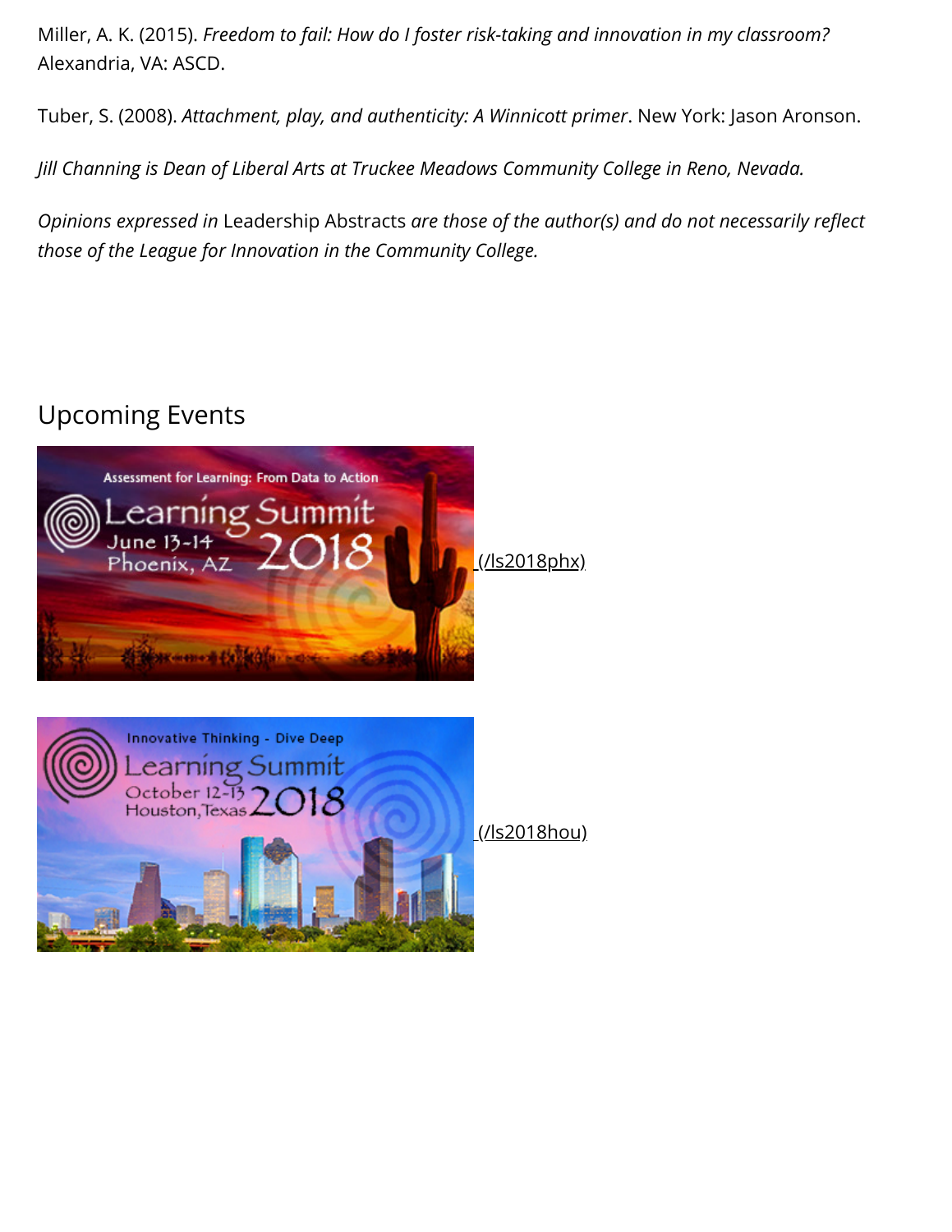Miller, A. K. (2015). *Freedom to fail: How do I foster risk-taking and innovation in my classroom?* Alexandria, VA: ASCD.

Tuber, S. (2008). *Attachment, play, and authenticity: A Winnicott primer*. New York: Jason Aronson.

*Jill Channing is Dean of Liberal Arts at Truckee Meadows Community College in Reno, Nevada.*

*Opinions expressed in* Leadership Abstracts *are those of the author(s) and do not necessarily reflect those of the League for Innovation in the Community College.*

## Upcoming Events

(/ls2018phx)

(/ls2018hou)